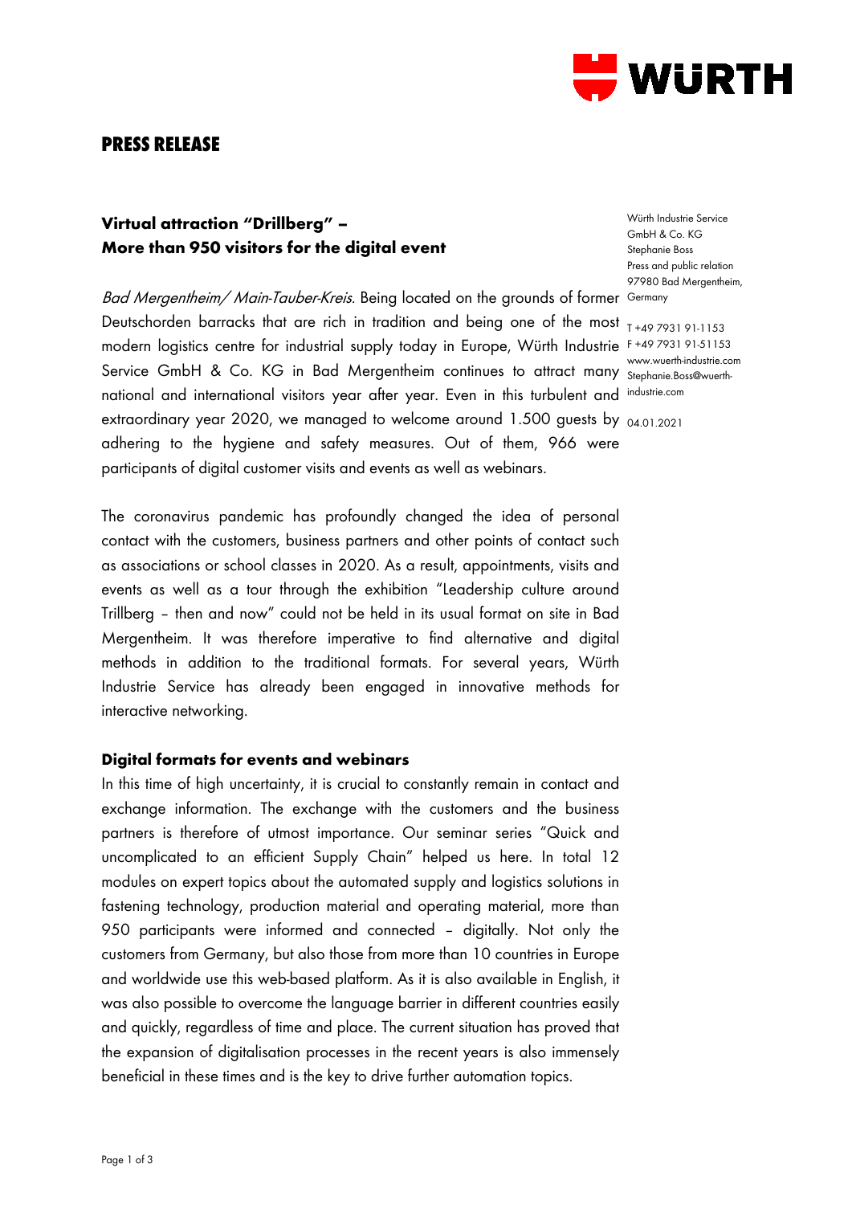# PRESS RELEASE

## Virtual attraction "Drillberg" –
## More than 950 visitors for the digital event

Würth Industrie Service GmbH & Co. KG
Stephanie Boss
Press and public relation
97980 Bad Mergentheim, Germany

T +49 7931 91-1153
F +49 7931 91-51153
www.wuerth-industrie.com
Stephanie.Boss@wuerth-industrie.com

04.01.2021

*Bad Mergentheim/ Main-Tauber-Kreis.* Being located on the grounds of former Deutschorden barracks that are rich in tradition and being one of the most modern logistics centre for industrial supply today in Europe, Würth Industrie Service GmbH & Co. KG in Bad Mergentheim continues to attract many national and international visitors year after year. Even in this turbulent and extraordinary year 2020, we managed to welcome around 1.500 guests by adhering to the hygiene and safety measures. Out of them, 966 were participants of digital customer visits and events as well as webinars.

The coronavirus pandemic has profoundly changed the idea of personal contact with the customers, business partners and other points of contact such as associations or school classes in 2020. As a result, appointments, visits and events as well as a tour through the exhibition "Leadership culture around Trillberg – then and now" could not be held in its usual format on site in Bad Mergentheim. It was therefore imperative to find alternative and digital methods in addition to the traditional formats. For several years, Würth Industrie Service has already been engaged in innovative methods for interactive networking.

### Digital formats for events and webinars

In this time of high uncertainty, it is crucial to constantly remain in contact and exchange information. The exchange with the customers and the business partners is therefore of utmost importance. Our seminar series "Quick and uncomplicated to an efficient Supply Chain" helped us here. In total 12 modules on expert topics about the automated supply and logistics solutions in fastening technology, production material and operating material, more than 950 participants were informed and connected – digitally. Not only the customers from Germany, but also those from more than 10 countries in Europe and worldwide use this web-based platform. As it is also available in English, it was also possible to overcome the language barrier in different countries easily and quickly, regardless of time and place. The current situation has proved that the expansion of digitalisation processes in the recent years is also immensely beneficial in these times and is the key to drive further automation topics.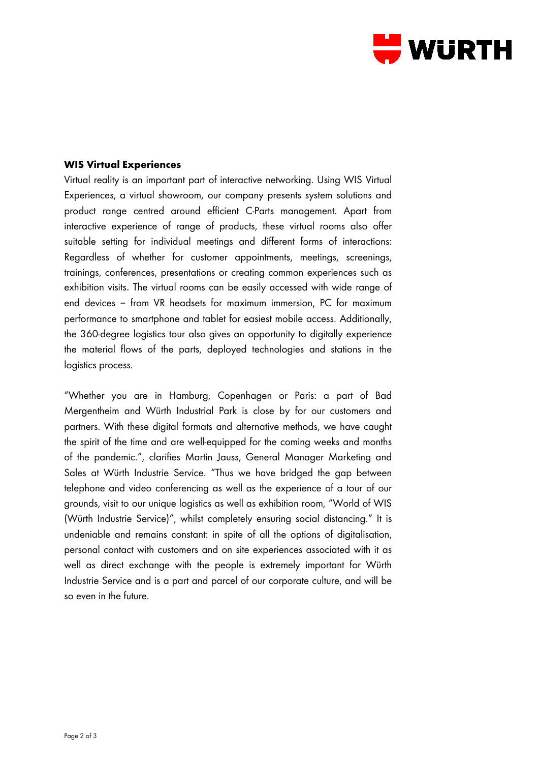**WIS Virtual Experiences**

Virtual reality is an important part of interactive networking. Using WIS Virtual Experiences, a virtual showroom, our company presents system solutions and product range centred around efficient C-Parts management. Apart from interactive experience of range of products, these virtual rooms also offer suitable setting for individual meetings and different forms of interactions: Regardless of whether for customer appointments, meetings, screenings, trainings, conferences, presentations or creating common experiences such as exhibition visits. The virtual rooms can be easily accessed with wide range of end devices – from VR headsets for maximum immersion, PC for maximum performance to smartphone and tablet for easiest mobile access. Additionally, the 360-degree logistics tour also gives an opportunity to digitally experience the material flows of the parts, deployed technologies and stations in the logistics process.

"Whether you are in Hamburg, Copenhagen or Paris: a part of Bad Mergentheim and Würth Industrial Park is close by for our customers and partners. With these digital formats and alternative methods, we have caught the spirit of the time and are well-equipped for the coming weeks and months of the pandemic.", clarifies Martin Jauss, General Manager Marketing and Sales at Würth Industrie Service. "Thus we have bridged the gap between telephone and video conferencing as well as the experience of a tour of our grounds, visit to our unique logistics as well as exhibition room, "World of WIS (Würth Industrie Service)", whilst completely ensuring social distancing." It is undeniable and remains constant: in spite of all the options of digitalisation, personal contact with customers and on site experiences associated with it as well as direct exchange with the people is extremely important for Würth Industrie Service and is a part and parcel of our corporate culture, and will be so even in the future.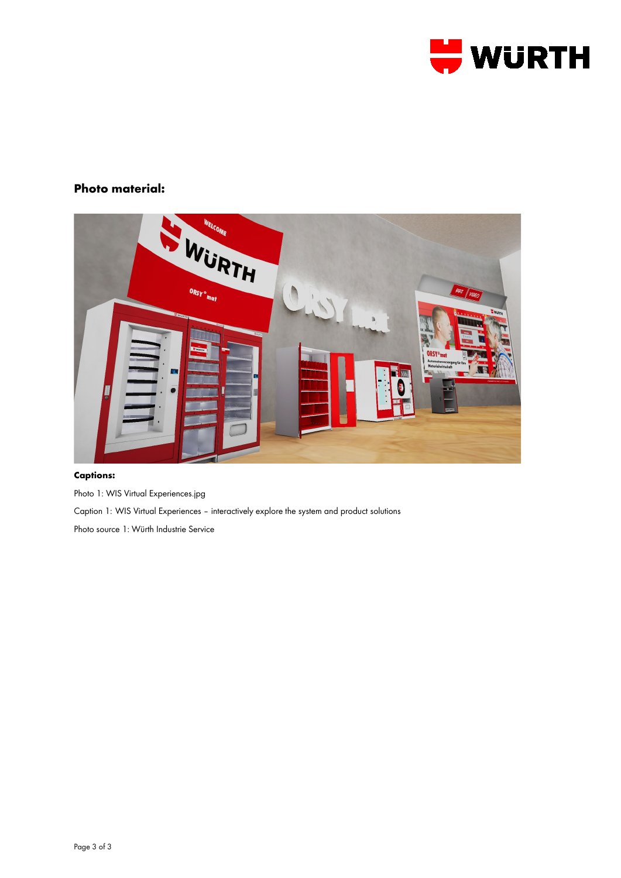**Photo material:**

**Captions:**

Photo 1: WIS Virtual Experiences.jpg

Caption 1: WIS Virtual Experiences – interactively explore the system and product solutions

Photo source 1: Würth Industrie Service